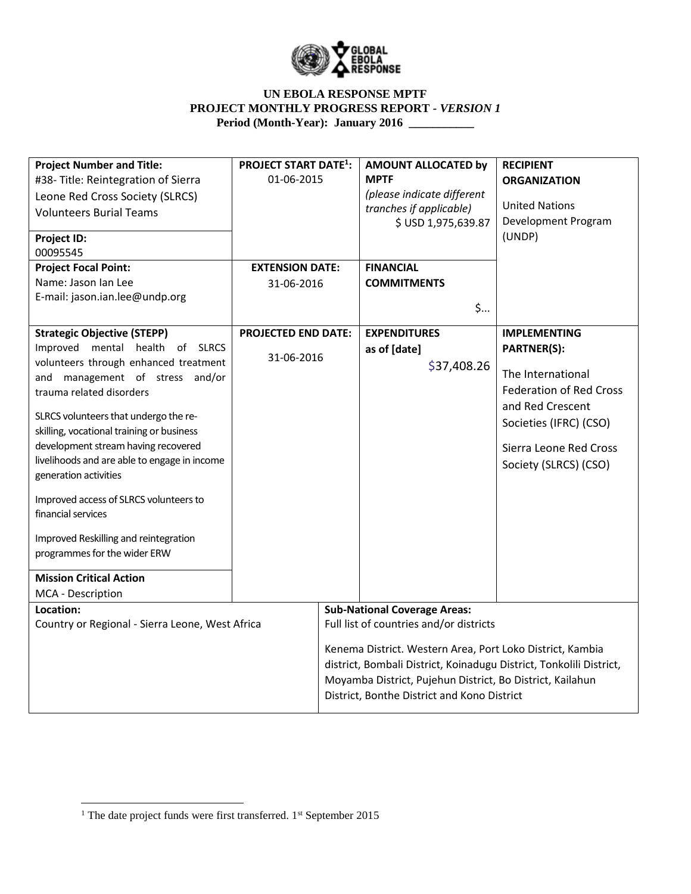**UN EBOLA RESPONSE MPTF**
**PROJECT MONTHLY PROGRESS REPORT - *VERSION 1***
**Period (Month-Year): January 2016 \_\_\_\_\_\_\_\_\_\_\_**

| **Project Number and Title:** #38- Title: Reintegration of Sierra Leone Red Cross Society (SLRCS) Volunteers Burial Teams<br><br>**Project ID:** 00095545 | **PROJECT START DATE[1]:** 01-06-2015 | **AMOUNT ALLOCATED by MPTF** *(please indicate different tranches if applicable)* $ USD 1,975,639.87 | **RECIPIENT ORGANIZATION**<br><br>United Nations Development Program (UNDP) |
|---|---|---|---|
| **Project Focal Point:** Name: Jason Ian Lee E-mail: jason.ian.lee@undp.org | **EXTENSION DATE:** 31-06-2016 | **FINANCIAL COMMITMENTS** $… | |
| **Strategic Objective (STEPP)** Improved mental health of SLRCS volunteers through enhanced treatment and management of stress and/or trauma related disorders<br><br>SLRCS volunteers that undergo the re-skilling, vocational training or business development stream having recovered livelihoods and are able to engage in income generation activities<br><br>Improved access of SLRCS volunteers to financial services<br><br>Improved Reskilling and reintegration programmes for the wider ERW<br><br>**Mission Critical Action** MCA - Description | **PROJECTED END DATE:** 31-06-2016 | **EXPENDITURES as of [date]** $37,408.26 | **IMPLEMENTING PARTNER(S):**<br><br>The International Federation of Red Cross and Red Crescent Societies (IFRC) (CSO)<br><br>Sierra Leone Red Cross Society (SLRCS) (CSO) |
| **Location:** Country or Regional - Sierra Leone, West Africa | | **Sub-National Coverage Areas:** Full list of countries and/or districts<br><br>Kenema District. Western Area, Port Loko District, Kambia district, Bombali District, Koinadugu District, Tonkolili District, Moyamba District, Pujehun District, Bo District, Kailahun District, Bonthe District and Kono District | |

[1] The date project funds were first transferred. 1st September 2015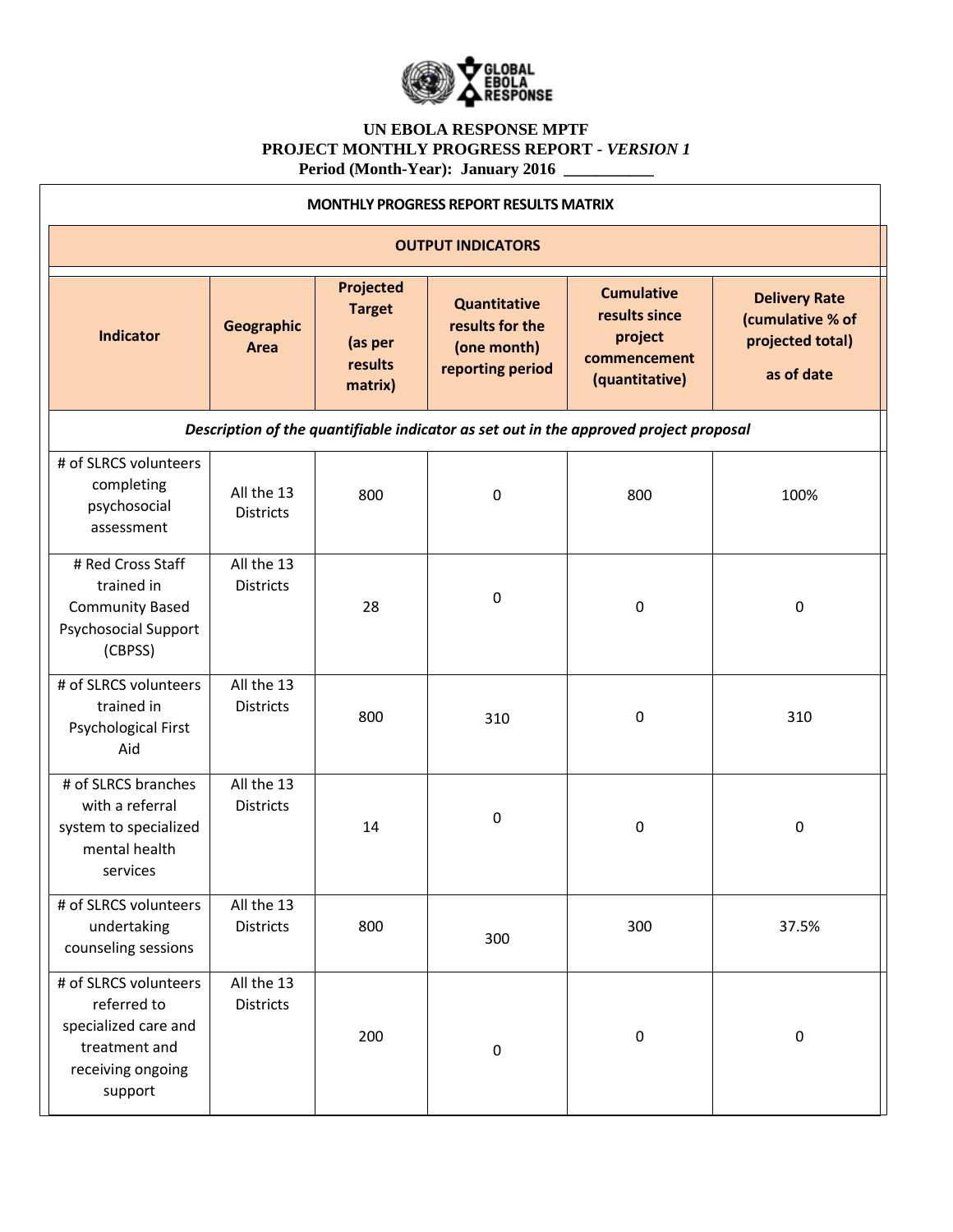# UN EBOLA RESPONSE MPTF

## PROJECT MONTHLY PROGRESS REPORT - *VERSION 1*

**Period (Month-Year): January 2016 ___________**

| MONTHLY PROGRESS REPORT RESULTS MATRIX | | | | | |
|---|---|---|---|---|---|
| **OUTPUT INDICATORS** | | | | | |
| **Indicator** | **Geographic Area** | **Projected Target (as per results matrix)** | **Quantitative results for the (one month) reporting period** | **Cumulative results since project commencement (quantitative)** | **Delivery Rate (cumulative % of projected total) as of date** |
| ***Description of the quantifiable indicator as set out in the approved project proposal*** | | | | | |
| # of SLRCS volunteers completing psychosocial assessment | All the 13 Districts | 800 | 0 | 800 | 100% |
| # Red Cross Staff trained in Community Based Psychosocial Support (CBPSS) | All the 13 Districts | 28 | 0 | 0 | 0 |
| # of SLRCS volunteers trained in Psychological First Aid | All the 13 Districts | 800 | 310 | 0 | 310 |
| # of SLRCS branches with a referral system to specialized mental health services | All the 13 Districts | 14 | 0 | 0 | 0 |
| # of SLRCS volunteers undertaking counseling sessions | All the 13 Districts | 800 | 300 | 300 | 37.5% |
| # of SLRCS volunteers referred to specialized care and treatment and receiving ongoing support | All the 13 Districts | 200 | 0 | 0 | 0 |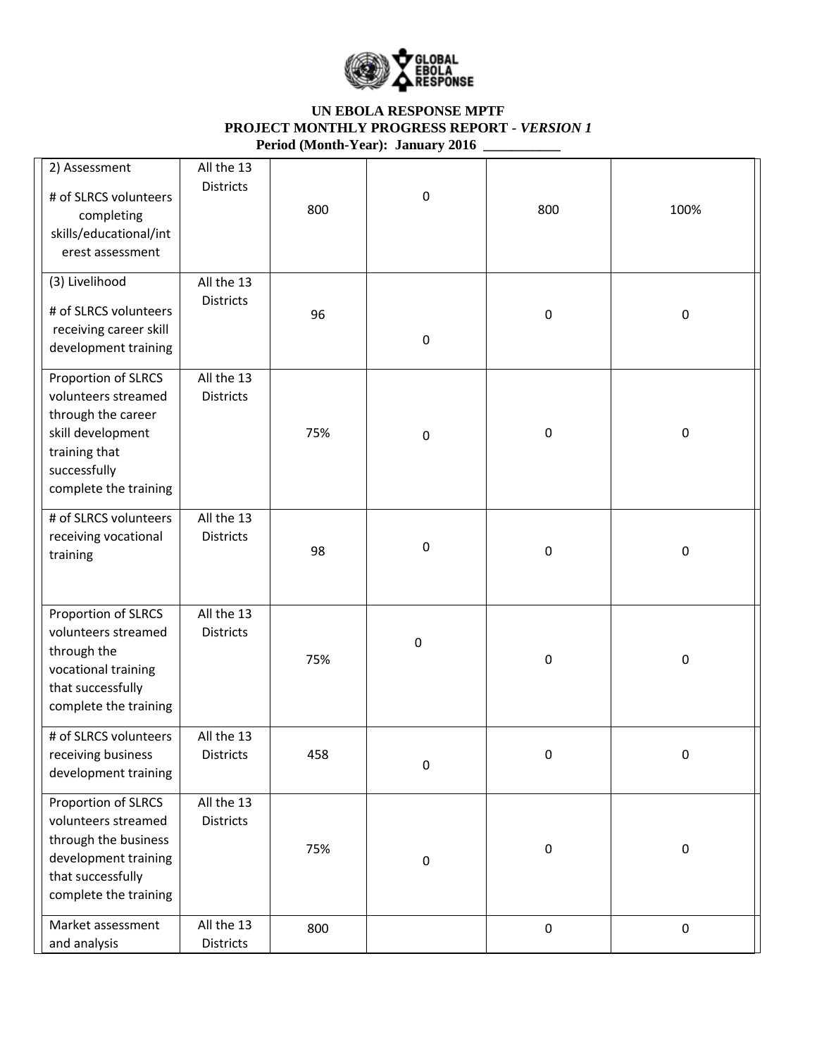**UN EBOLA RESPONSE MPTF**
**PROJECT MONTHLY PROGRESS REPORT -** ***VERSION 1***
**Period (Month-Year): January 2016 ___________**

| | | | | | |
|---|---|---|---|---|---|
| 2) Assessment<br># of SLRCS volunteers completing skills/educational/interest assessment | All the 13 Districts | 800 | 0 | 800 | 100% |
| (3) Livelihood<br># of SLRCS volunteers receiving career skill development training | All the 13 Districts | 96 | 0 | 0 | 0 |
| Proportion of SLRCS volunteers streamed through the career skill development training that successfully complete the training | All the 13 Districts | 75% | 0 | 0 | 0 |
| # of SLRCS volunteers receiving vocational training | All the 13 Districts | 98 | 0 | 0 | 0 |
| Proportion of SLRCS volunteers streamed through the vocational training that successfully complete the training | All the 13 Districts | 75% | 0 | 0 | 0 |
| # of SLRCS volunteers receiving business development training | All the 13 Districts | 458 | 0 | 0 | 0 |
| Proportion of SLRCS volunteers streamed through the business development training that successfully complete the training | All the 13 Districts | 75% | 0 | 0 | 0 |
| Market assessment and analysis | All the 13 Districts | 800 | | 0 | 0 |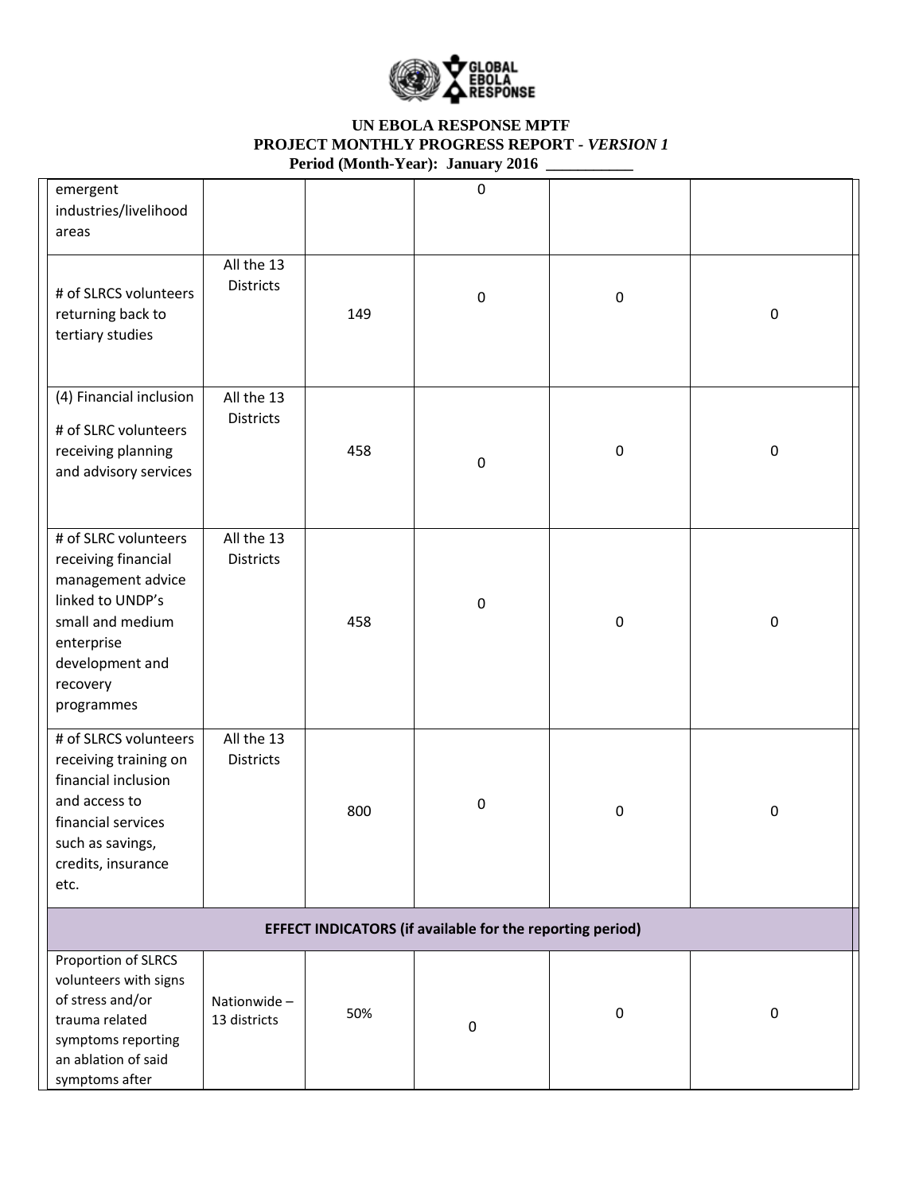**UN EBOLA RESPONSE MPTF**
**PROJECT MONTHLY PROGRESS REPORT -** ***VERSION 1***
**Period (Month-Year): January 2016 \_\_\_\_\_\_\_\_\_\_\_**

| | | | | | |
|---|---|---|---|---|---|
| emergent industries/livelihood areas | | | 0 | | |
| # of SLRCS volunteers returning back to tertiary studies | All the 13 Districts | 149 | 0 | 0 | 0 |
| (4) Financial inclusion<br># of SLRC volunteers receiving planning and advisory services | All the 13 Districts | 458 | 0 | 0 | 0 |
| # of SLRC volunteers receiving financial management advice linked to UNDP's small and medium enterprise development and recovery programmes | All the 13 Districts | 458 | 0 | 0 | 0 |
| # of SLRCS volunteers receiving training on financial inclusion and access to financial services such as savings, credits, insurance etc. | All the 13 Districts | 800 | 0 | 0 | 0 |
| **EFFECT INDICATORS (if available for the reporting period)** | | | | | |
| Proportion of SLRCS volunteers with signs of stress and/or trauma related symptoms reporting an ablation of said symptoms after | Nationwide – 13 districts | 50% | 0 | 0 | 0 |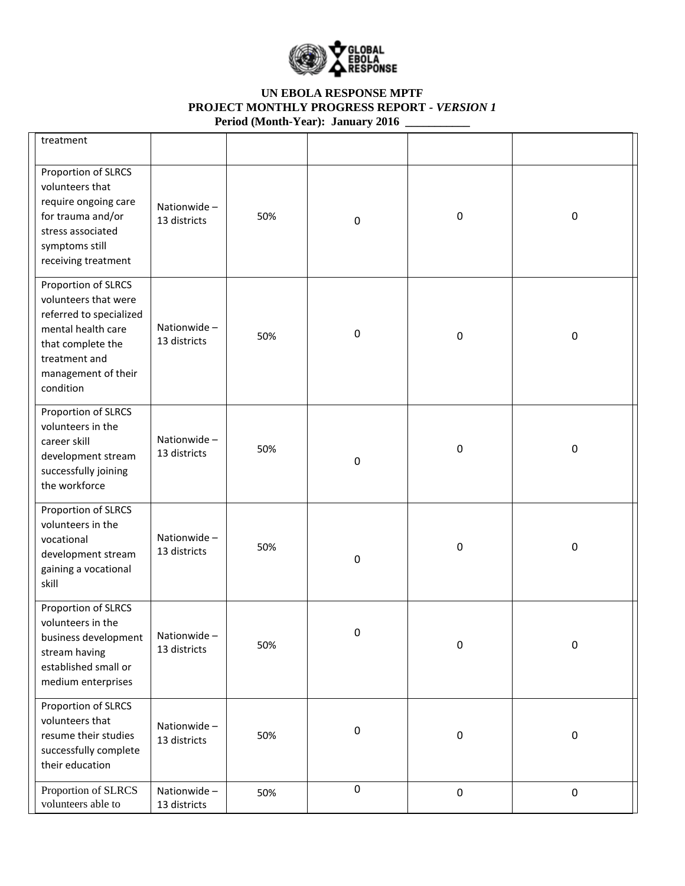**UN EBOLA RESPONSE MPTF**
**PROJECT MONTHLY PROGRESS REPORT - *VERSION 1***
**Period (Month-Year): January 2016 ___________**

| | | | | | |
|---|---|---|---|---|---|
| treatment | | | | | |
| Proportion of SLRCS volunteers that require ongoing care for trauma and/or stress associated symptoms still receiving treatment | Nationwide – 13 districts | 50% | 0 | 0 | 0 |
| Proportion of SLRCS volunteers that were referred to specialized mental health care that complete the treatment and management of their condition | Nationwide – 13 districts | 50% | 0 | 0 | 0 |
| Proportion of SLRCS volunteers in the career skill development stream successfully joining the workforce | Nationwide – 13 districts | 50% | 0 | 0 | 0 |
| Proportion of SLRCS volunteers in the vocational development stream gaining a vocational skill | Nationwide – 13 districts | 50% | 0 | 0 | 0 |
| Proportion of SLRCS volunteers in the business development stream having established small or medium enterprises | Nationwide – 13 districts | 50% | 0 | 0 | 0 |
| Proportion of SLRCS volunteers that resume their studies successfully complete their education | Nationwide – 13 districts | 50% | 0 | 0 | 0 |
| Proportion of SLRCS volunteers able to | Nationwide – 13 districts | 50% | 0 | 0 | 0 |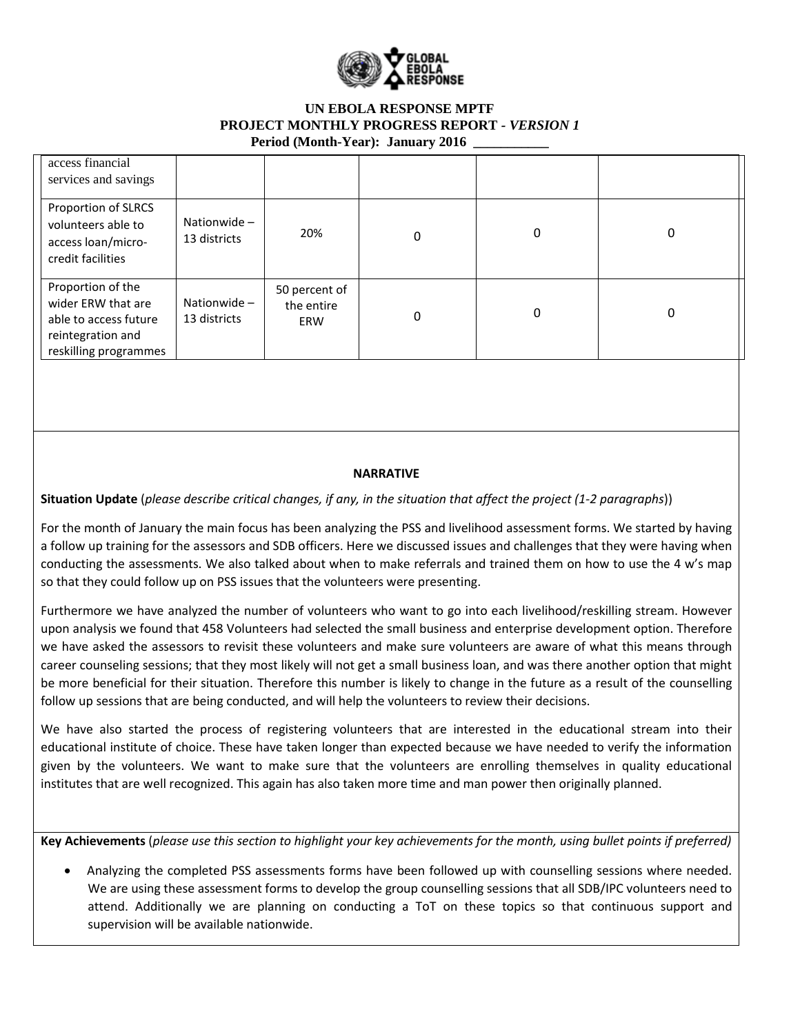# UN EBOLA RESPONSE MPTF
## PROJECT MONTHLY PROGRESS REPORT - *VERSION 1*
**Period (Month-Year): January 2016 \_\_\_\_\_\_\_\_\_\_\_**

| | | | | | |
|---|---|---|---|---|---|
| access financial services and savings | | | | | |
| Proportion of SLRCS volunteers able to access loan/micro-credit facilities | Nationwide – 13 districts | 20% | 0 | 0 | 0 |
| Proportion of the wider ERW that are able to access future reintegration and reskilling programmes | Nationwide – 13 districts | 50 percent of the entire ERW | 0 | 0 | 0 |

**NARRATIVE**

**Situation Update** (*please describe critical changes, if any, in the situation that affect the project (1-2 paragraphs*))

For the month of January the main focus has been analyzing the PSS and livelihood assessment forms. We started by having a follow up training for the assessors and SDB officers. Here we discussed issues and challenges that they were having when conducting the assessments. We also talked about when to make referrals and trained them on how to use the 4 w's map so that they could follow up on PSS issues that the volunteers were presenting.

Furthermore we have analyzed the number of volunteers who want to go into each livelihood/reskilling stream. However upon analysis we found that 458 Volunteers had selected the small business and enterprise development option. Therefore we have asked the assessors to revisit these volunteers and make sure volunteers are aware of what this means through career counseling sessions; that they most likely will not get a small business loan, and was there another option that might be more beneficial for their situation. Therefore this number is likely to change in the future as a result of the counselling follow up sessions that are being conducted, and will help the volunteers to review their decisions.

We have also started the process of registering volunteers that are interested in the educational stream into their educational institute of choice. These have taken longer than expected because we have needed to verify the information given by the volunteers. We want to make sure that the volunteers are enrolling themselves in quality educational institutes that are well recognized. This again has also taken more time and man power then originally planned.

**Key Achievements** (*please use this section to highlight your key achievements for the month, using bullet points if preferred)*

- Analyzing the completed PSS assessments forms have been followed up with counselling sessions where needed. We are using these assessment forms to develop the group counselling sessions that all SDB/IPC volunteers need to attend. Additionally we are planning on conducting a ToT on these topics so that continuous support and supervision will be available nationwide.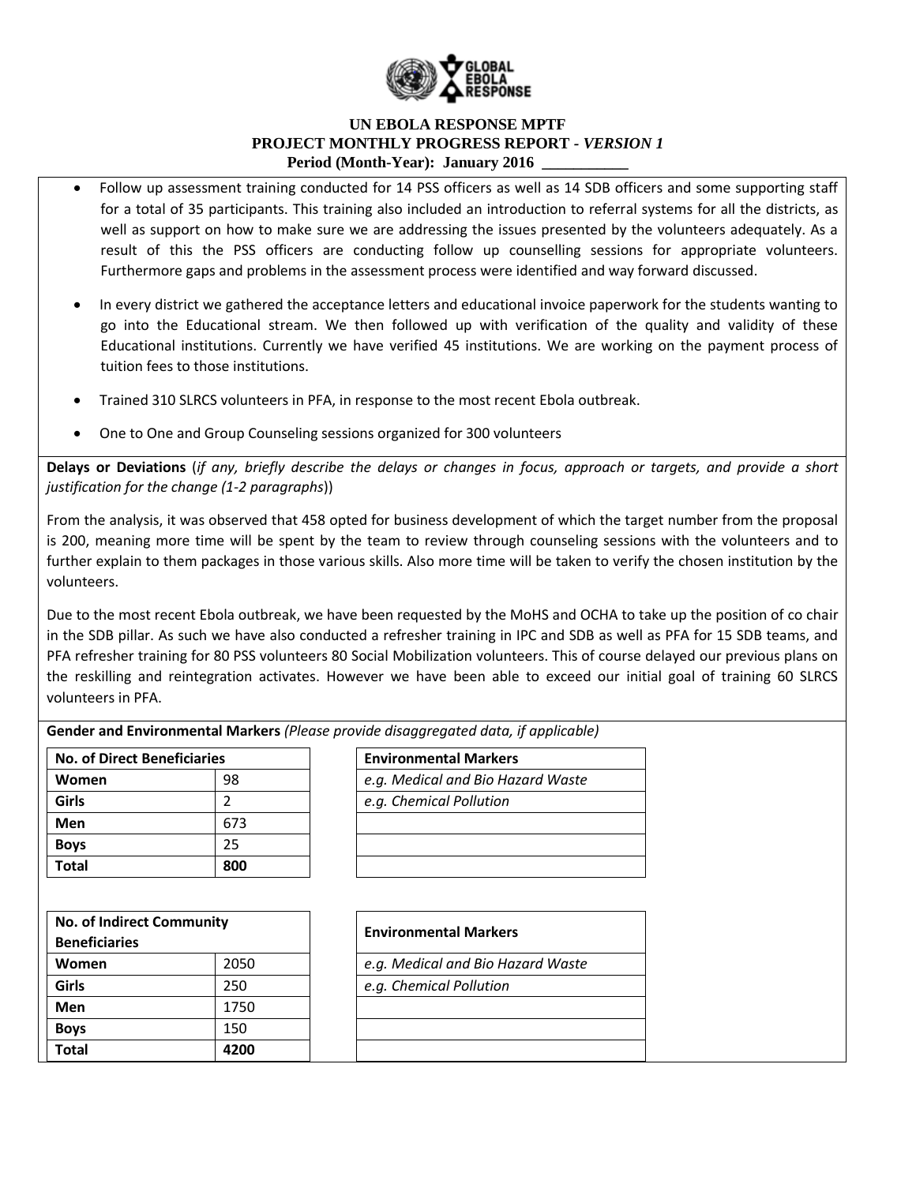**UN EBOLA RESPONSE MPTF**
**PROJECT MONTHLY PROGRESS REPORT** - ***VERSION 1***
**Period (Month-Year): January 2016 \_\_\_\_\_\_\_\_\_\_\_**

- Follow up assessment training conducted for 14 PSS officers as well as 14 SDB officers and some supporting staff for a total of 35 participants. This training also included an introduction to referral systems for all the districts, as well as support on how to make sure we are addressing the issues presented by the volunteers adequately. As a result of this the PSS officers are conducting follow up counselling sessions for appropriate volunteers. Furthermore gaps and problems in the assessment process were identified and way forward discussed.

- In every district we gathered the acceptance letters and educational invoice paperwork for the students wanting to go into the Educational stream. We then followed up with verification of the quality and validity of these Educational institutions. Currently we have verified 45 institutions. We are working on the payment process of tuition fees to those institutions.

- Trained 310 SLRCS volunteers in PFA, in response to the most recent Ebola outbreak.

- One to One and Group Counseling sessions organized for 300 volunteers

**Delays or Deviations** (*if any, briefly describe the delays or changes in focus, approach or targets, and provide a short justification for the change (1-2 paragraphs)*)

From the analysis, it was observed that 458 opted for business development of which the target number from the proposal is 200, meaning more time will be spent by the team to review through counseling sessions with the volunteers and to further explain to them packages in those various skills. Also more time will be taken to verify the chosen institution by the volunteers.

Due to the most recent Ebola outbreak, we have been requested by the MoHS and OCHA to take up the position of co chair in the SDB pillar. As such we have also conducted a refresher training in IPC and SDB as well as PFA for 15 SDB teams, and PFA refresher training for 80 PSS volunteers 80 Social Mobilization volunteers. This of course delayed our previous plans on the reskilling and reintegration activates. However we have been able to exceed our initial goal of training 60 SLRCS volunteers in PFA.

**Gender and Environmental Markers** *(Please provide disaggregated data, if applicable)*

| **No. of Direct Beneficiaries** | |
|---|---|
| **Women** | 98 |
| **Girls** | 2 |
| **Men** | 673 |
| **Boys** | 25 |
| **Total** | **800** |

| **Environmental Markers** |
|---|
| *e.g. Medical and Bio Hazard Waste* |
| *e.g. Chemical Pollution* |
| |
| |
| |

| **No. of Indirect Community Beneficiaries** | |
|---|---|
| **Women** | 2050 |
| **Girls** | 250 |
| **Men** | 1750 |
| **Boys** | 150 |
| **Total** | **4200** |

| **Environmental Markers** |
|---|
| *e.g. Medical and Bio Hazard Waste* |
| *e.g. Chemical Pollution* |
| |
| |
| |